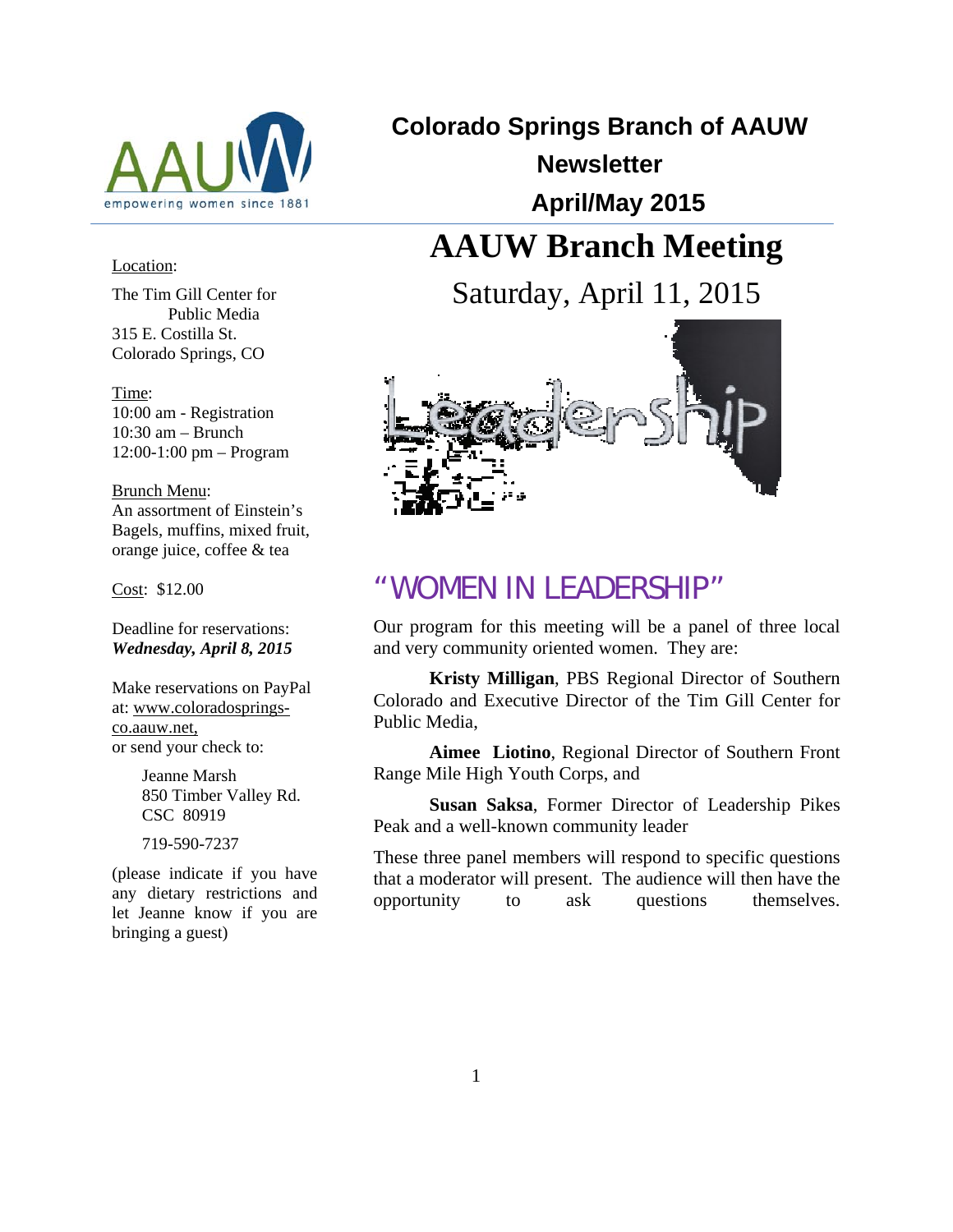# Colorado Springs Branch of AAUW

**Newsletter**

**April/May 2015**

# AAUW Branch Meeting

Saturday, April 11, 2015

Location:

The Tim Gill Center for Public Media
315 E. Costilla St.
Colorado Springs, CO

Time:
10:00 am - Registration
10:30 am – Brunch
12:00-1:00 pm – Program

Brunch Menu:
An assortment of Einstein's Bagels, muffins, mixed fruit, orange juice, coffee & tea

Cost: $12.00

Deadline for reservations:
***Wednesday, April 8, 2015***

Make reservations on PayPal at: www.coloradosprings-co.aauw.net,
or send your check to:

Jeanne Marsh
850 Timber Valley Rd.
CSC 80919

719-590-7237

(please indicate if you have any dietary restrictions and let Jeanne know if you are bringing a guest)

## "WOMEN IN LEADERSHIP"

Our program for this meeting will be a panel of three local and very community oriented women. They are:

**Kristy Milligan**, PBS Regional Director of Southern Colorado and Executive Director of the Tim Gill Center for Public Media,

**Aimee Liotino**, Regional Director of Southern Front Range Mile High Youth Corps, and

**Susan Saksa**, Former Director of Leadership Pikes Peak and a well-known community leader

These three panel members will respond to specific questions that a moderator will present. The audience will then have the opportunity to ask questions themselves.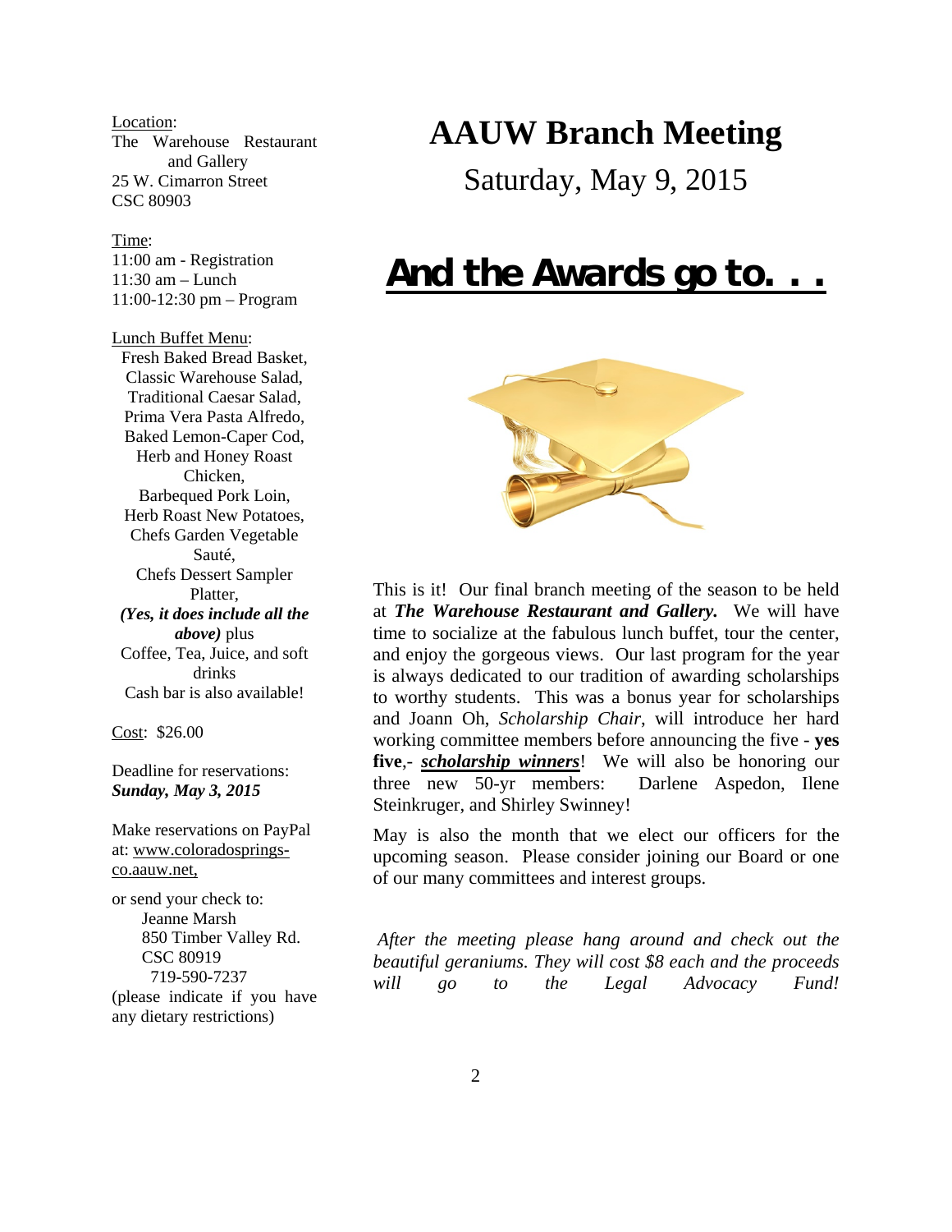# AAUW Branch Meeting

Saturday, May 9, 2015

## And the Awards go to. . .

This is it! Our final branch meeting of the season to be held at ***The Warehouse Restaurant and Gallery.*** We will have time to socialize at the fabulous lunch buffet, tour the center, and enjoy the gorgeous views. Our last program for the year is always dedicated to our tradition of awarding scholarships to worthy students. This was a bonus year for scholarships and Joann Oh, *Scholarship Chair*, will introduce her hard working committee members before announcing the five - **yes five**,- ***scholarship winners***! We will also be honoring our three new 50-yr members: Darlene Aspedon, Ilene Steinkruger, and Shirley Swinney!

May is also the month that we elect our officers for the upcoming season. Please consider joining our Board or one of our many committees and interest groups.

*After the meeting please hang around and check out the beautiful geraniums. They will cost $8 each and the proceeds will go to the Legal Advocacy Fund!*

Location:
The Warehouse Restaurant and Gallery
25 W. Cimarron Street
CSC 80903

Time:
11:00 am - Registration
11:30 am – Lunch
11:00-12:30 pm – Program

Lunch Buffet Menu:
Fresh Baked Bread Basket,
Classic Warehouse Salad,
Traditional Caesar Salad,
Prima Vera Pasta Alfredo,
Baked Lemon-Caper Cod,
Herb and Honey Roast Chicken,
Barbequed Pork Loin,
Herb Roast New Potatoes,
Chefs Garden Vegetable Sauté,
Chefs Dessert Sampler Platter,
***(Yes, it does include all the above)*** plus
Coffee, Tea, Juice, and soft drinks
Cash bar is also available!

Cost: $26.00

Deadline for reservations:
***Sunday, May 3, 2015***

Make reservations on PayPal at: www.coloradosprings-co.aauw.net,

or send your check to:
Jeanne Marsh
850 Timber Valley Rd.
CSC 80919
719-590-7237
(please indicate if you have any dietary restrictions)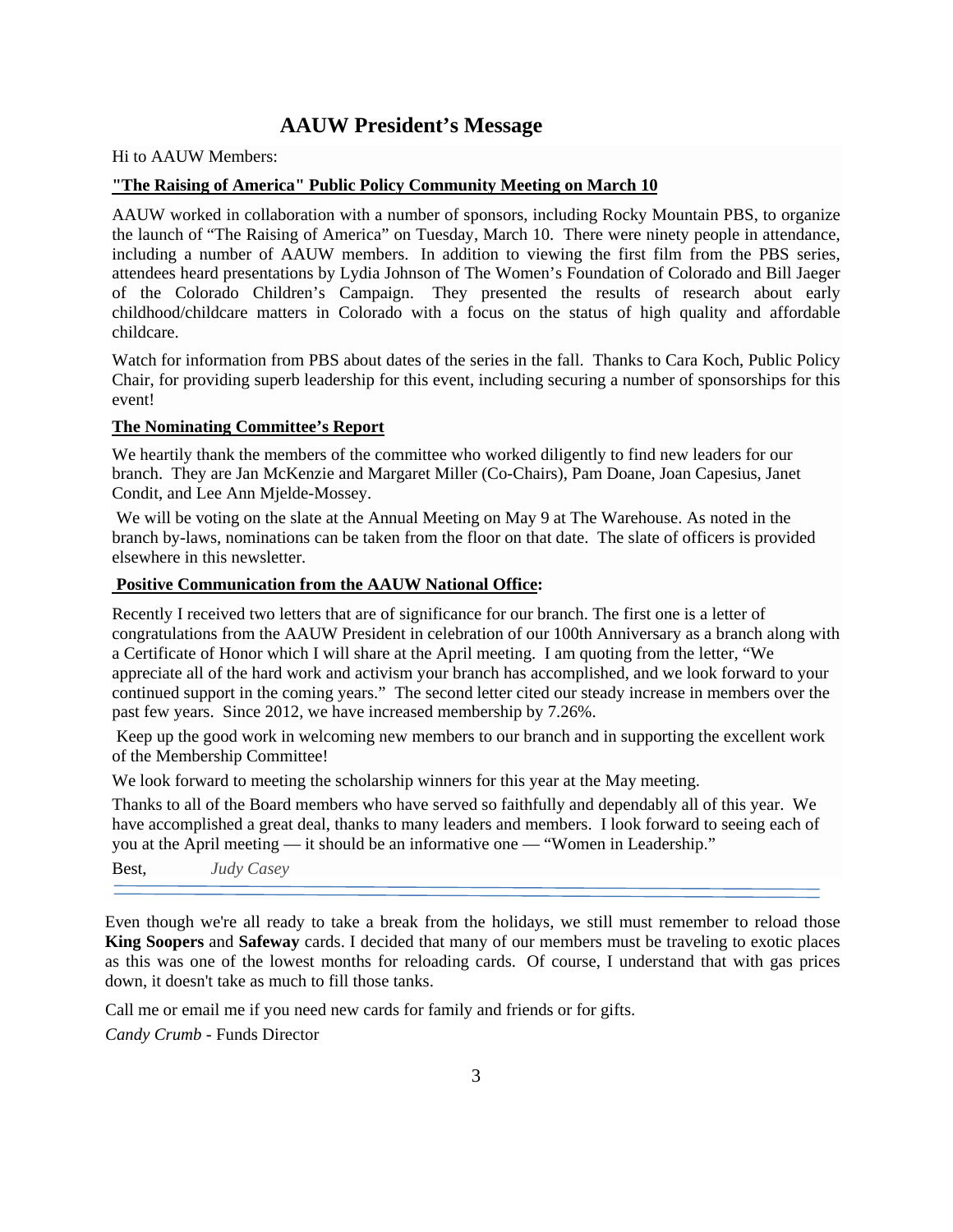## AAUW President's Message

Hi to AAUW Members:

**"The Raising of America" Public Policy Community Meeting on March 10**

AAUW worked in collaboration with a number of sponsors, including Rocky Mountain PBS, to organize the launch of "The Raising of America" on Tuesday, March 10. There were ninety people in attendance, including a number of AAUW members. In addition to viewing the first film from the PBS series, attendees heard presentations by Lydia Johnson of The Women's Foundation of Colorado and Bill Jaeger of the Colorado Children's Campaign. They presented the results of research about early childhood/childcare matters in Colorado with a focus on the status of high quality and affordable childcare.

Watch for information from PBS about dates of the series in the fall. Thanks to Cara Koch, Public Policy Chair, for providing superb leadership for this event, including securing a number of sponsorships for this event!

**The Nominating Committee's Report**

We heartily thank the members of the committee who worked diligently to find new leaders for our branch. They are Jan McKenzie and Margaret Miller (Co-Chairs), Pam Doane, Joan Capesius, Janet Condit, and Lee Ann Mjelde-Mossey.

We will be voting on the slate at the Annual Meeting on May 9 at The Warehouse. As noted in the branch by-laws, nominations can be taken from the floor on that date. The slate of officers is provided elsewhere in this newsletter.

**Positive Communication from the AAUW National Office:**

Recently I received two letters that are of significance for our branch. The first one is a letter of congratulations from the AAUW President in celebration of our 100th Anniversary as a branch along with a Certificate of Honor which I will share at the April meeting. I am quoting from the letter, "We appreciate all of the hard work and activism your branch has accomplished, and we look forward to your continued support in the coming years." The second letter cited our steady increase in members over the past few years. Since 2012, we have increased membership by 7.26%.

Keep up the good work in welcoming new members to our branch and in supporting the excellent work of the Membership Committee!

We look forward to meeting the scholarship winners for this year at the May meeting.

Thanks to all of the Board members who have served so faithfully and dependably all of this year. We have accomplished a great deal, thanks to many leaders and members. I look forward to seeing each of you at the April meeting — it should be an informative one — "Women in Leadership."

Best, *Judy Casey*

---

Even though we're all ready to take a break from the holidays, we still must remember to reload those **King Soopers** and **Safeway** cards. I decided that many of our members must be traveling to exotic places as this was one of the lowest months for reloading cards. Of course, I understand that with gas prices down, it doesn't take as much to fill those tanks.

Call me or email me if you need new cards for family and friends or for gifts.

*Candy Crumb* - Funds Director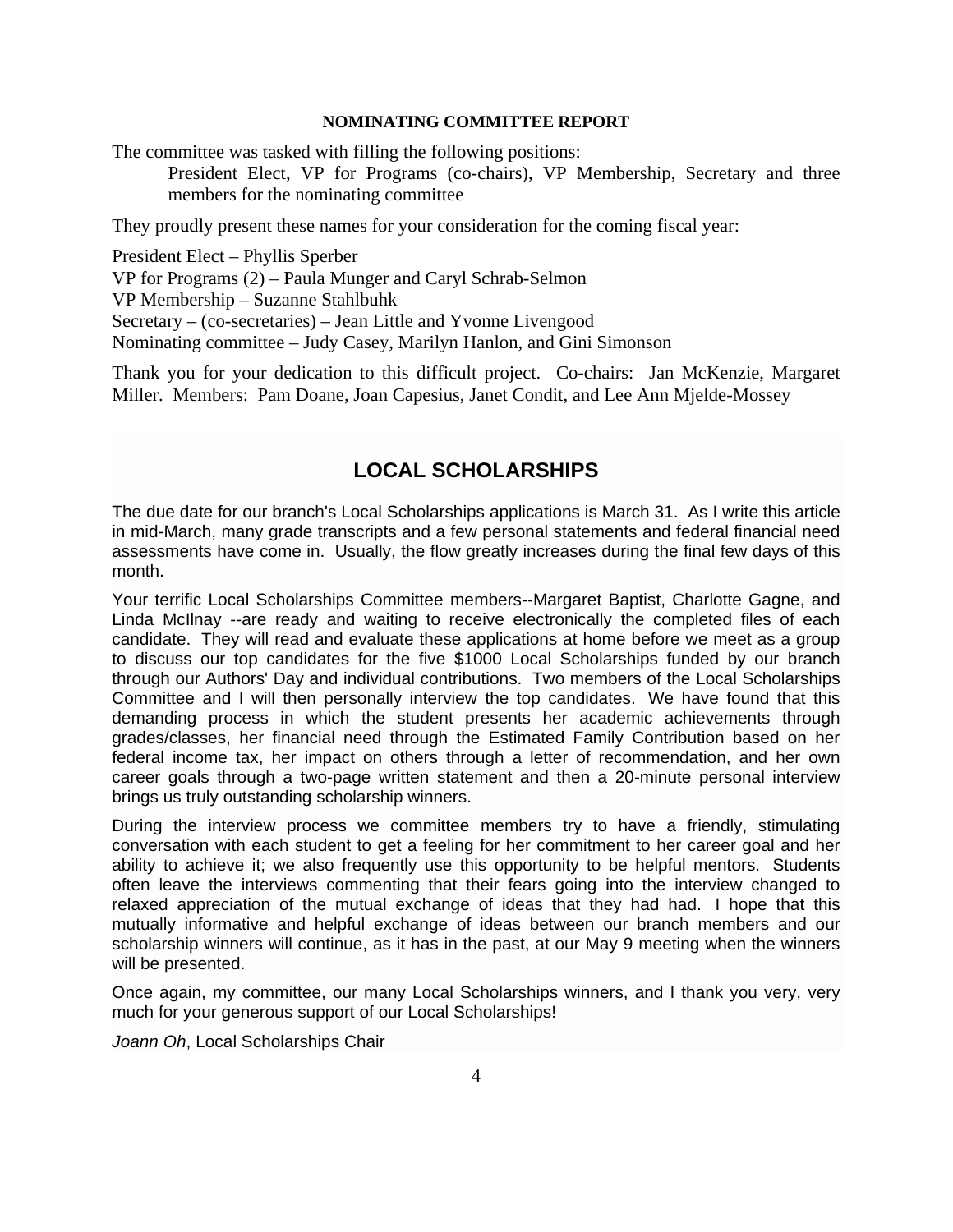## NOMINATING COMMITTEE REPORT

The committee was tasked with filling the following positions:

> President Elect, VP for Programs (co-chairs), VP Membership, Secretary and three members for the nominating committee

They proudly present these names for your consideration for the coming fiscal year:

President Elect – Phyllis Sperber
VP for Programs (2) – Paula Munger and Caryl Schrab-Selmon
VP Membership – Suzanne Stahlbuhk
Secretary – (co-secretaries) – Jean Little and Yvonne Livengood
Nominating committee – Judy Casey, Marilyn Hanlon, and Gini Simonson

Thank you for your dedication to this difficult project. Co-chairs: Jan McKenzie, Margaret Miller. Members: Pam Doane, Joan Capesius, Janet Condit, and Lee Ann Mjelde-Mossey

---

## LOCAL SCHOLARSHIPS

The due date for our branch's Local Scholarships applications is March 31. As I write this article in mid-March, many grade transcripts and a few personal statements and federal financial need assessments have come in. Usually, the flow greatly increases during the final few days of this month.

Your terrific Local Scholarships Committee members--Margaret Baptist, Charlotte Gagne, and Linda McIlnay --are ready and waiting to receive electronically the completed files of each candidate. They will read and evaluate these applications at home before we meet as a group to discuss our top candidates for the five $1000 Local Scholarships funded by our branch through our Authors' Day and individual contributions. Two members of the Local Scholarships Committee and I will then personally interview the top candidates. We have found that this demanding process in which the student presents her academic achievements through grades/classes, her financial need through the Estimated Family Contribution based on her federal income tax, her impact on others through a letter of recommendation, and her own career goals through a two-page written statement and then a 20-minute personal interview brings us truly outstanding scholarship winners.

During the interview process we committee members try to have a friendly, stimulating conversation with each student to get a feeling for her commitment to her career goal and her ability to achieve it; we also frequently use this opportunity to be helpful mentors. Students often leave the interviews commenting that their fears going into the interview changed to relaxed appreciation of the mutual exchange of ideas that they had had. I hope that this mutually informative and helpful exchange of ideas between our branch members and our scholarship winners will continue, as it has in the past, at our May 9 meeting when the winners will be presented.

Once again, my committee, our many Local Scholarships winners, and I thank you very, very much for your generous support of our Local Scholarships!

*Joann Oh*, Local Scholarships Chair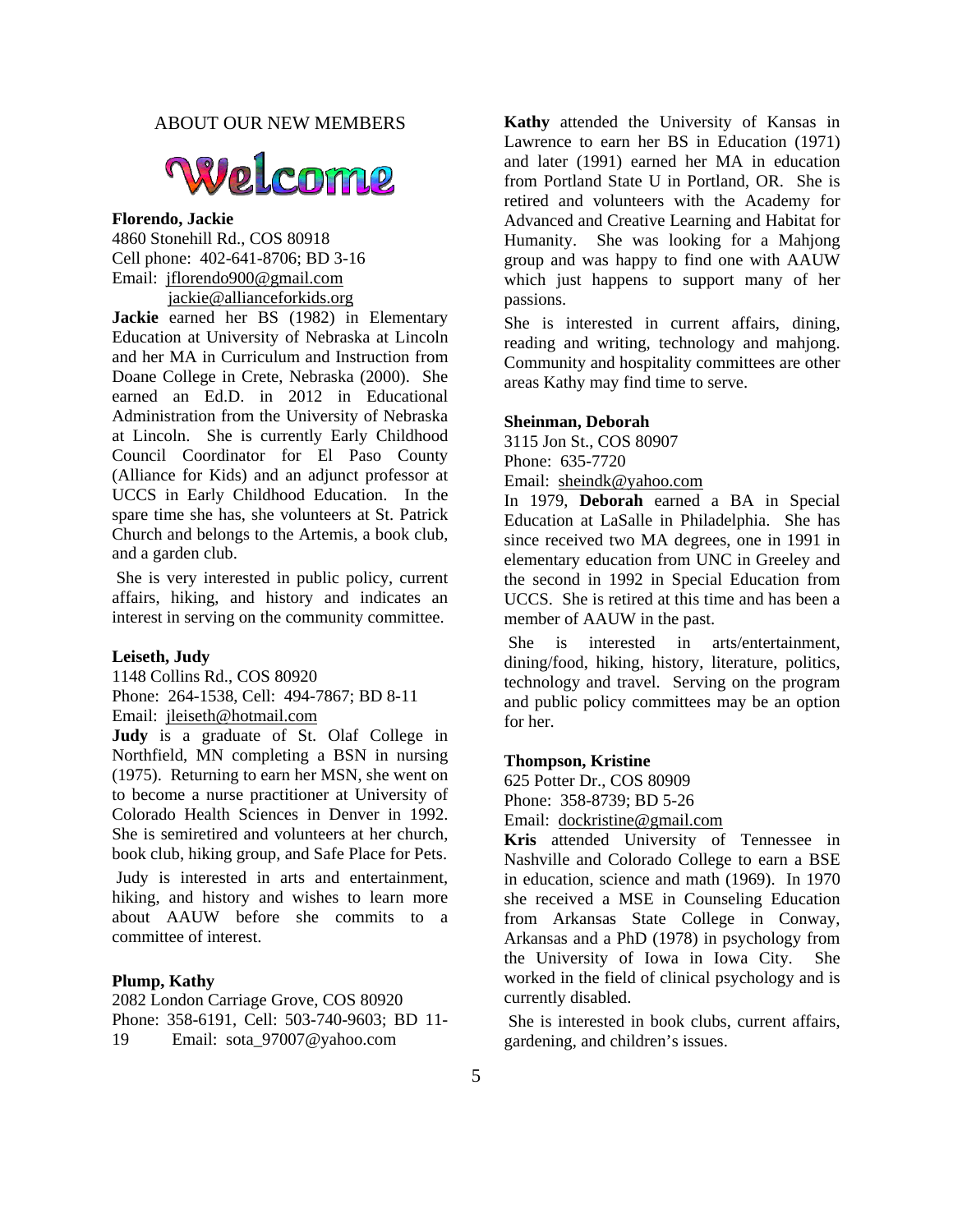## ABOUT OUR NEW MEMBERS

Welcome

**Florendo, Jackie**
4860 Stonehill Rd., COS 80918
Cell phone: 402-641-8706; BD 3-16
Email: jflorendo900@gmail.com
jackie@allianceforkids.org

**Jackie** earned her BS (1982) in Elementary Education at University of Nebraska at Lincoln and her MA in Curriculum and Instruction from Doane College in Crete, Nebraska (2000). She earned an Ed.D. in 2012 in Educational Administration from the University of Nebraska at Lincoln. She is currently Early Childhood Council Coordinator for El Paso County (Alliance for Kids) and an adjunct professor at UCCS in Early Childhood Education. In the spare time she has, she volunteers at St. Patrick Church and belongs to the Artemis, a book club, and a garden club.

She is very interested in public policy, current affairs, hiking, and history and indicates an interest in serving on the community committee.

**Leiseth, Judy**
1148 Collins Rd., COS 80920
Phone: 264-1538, Cell: 494-7867; BD 8-11
Email: jleiseth@hotmail.com

**Judy** is a graduate of St. Olaf College in Northfield, MN completing a BSN in nursing (1975). Returning to earn her MSN, she went on to become a nurse practitioner at University of Colorado Health Sciences in Denver in 1992. She is semiretired and volunteers at her church, book club, hiking group, and Safe Place for Pets.

Judy is interested in arts and entertainment, hiking, and history and wishes to learn more about AAUW before she commits to a committee of interest.

**Plump, Kathy**
2082 London Carriage Grove, COS 80920
Phone: 358-6191, Cell: 503-740-9603; BD 11-19 Email: sota_97007@yahoo.com

**Kathy** attended the University of Kansas in Lawrence to earn her BS in Education (1971) and later (1991) earned her MA in education from Portland State U in Portland, OR. She is retired and volunteers with the Academy for Advanced and Creative Learning and Habitat for Humanity. She was looking for a Mahjong group and was happy to find one with AAUW which just happens to support many of her passions.

She is interested in current affairs, dining, reading and writing, technology and mahjong. Community and hospitality committees are other areas Kathy may find time to serve.

**Sheinman, Deborah**
3115 Jon St., COS 80907
Phone: 635-7720
Email: sheindk@yahoo.com

In 1979, **Deborah** earned a BA in Special Education at LaSalle in Philadelphia. She has since received two MA degrees, one in 1991 in elementary education from UNC in Greeley and the second in 1992 in Special Education from UCCS. She is retired at this time and has been a member of AAUW in the past.

She is interested in arts/entertainment, dining/food, hiking, history, literature, politics, technology and travel. Serving on the program and public policy committees may be an option for her.

**Thompson, Kristine**
625 Potter Dr., COS 80909
Phone: 358-8739; BD 5-26
Email: dockristine@gmail.com

**Kris** attended University of Tennessee in Nashville and Colorado College to earn a BSE in education, science and math (1969). In 1970 she received a MSE in Counseling Education from Arkansas State College in Conway, Arkansas and a PhD (1978) in psychology from the University of Iowa in Iowa City. She worked in the field of clinical psychology and is currently disabled.

She is interested in book clubs, current affairs, gardening, and children's issues.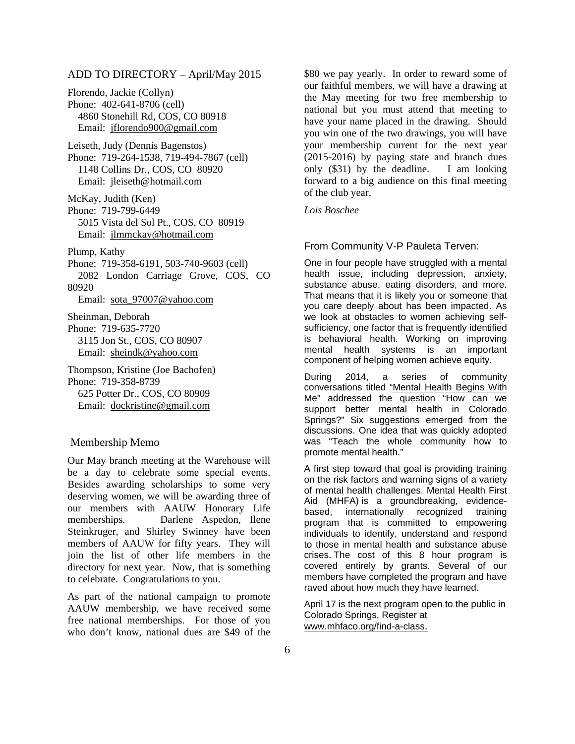## ADD TO DIRECTORY – April/May 2015

Florendo, Jackie (Collyn)
Phone: 402-641-8706 (cell)
4860 Stonehill Rd, COS, CO 80918
Email: jflorendo900@gmail.com

Leiseth, Judy (Dennis Bagenstos)
Phone: 719-264-1538, 719-494-7867 (cell)
1148 Collins Dr., COS, CO 80920
Email: jleiseth@hotmail.com

McKay, Judith (Ken)
Phone: 719-799-6449
5015 Vista del Sol Pt., COS, CO 80919
Email: jlmmckay@hotmail.com

Plump, Kathy
Phone: 719-358-6191, 503-740-9603 (cell)
2082 London Carriage Grove, COS, CO 80920
Email: sota_97007@yahoo.com

Sheinman, Deborah
Phone: 719-635-7720
3115 Jon St., COS, CO 80907
Email: sheindk@yahoo.com

Thompson, Kristine (Joe Bachofen)
Phone: 719-358-8739
625 Potter Dr., COS, CO 80909
Email: dockristine@gmail.com

## Membership Memo

Our May branch meeting at the Warehouse will be a day to celebrate some special events. Besides awarding scholarships to some very deserving women, we will be awarding three of our members with AAUW Honorary Life memberships. Darlene Aspedon, Ilene Steinkruger, and Shirley Swinney have been members of AAUW for fifty years. They will join the list of other life members in the directory for next year. Now, that is something to celebrate. Congratulations to you.

As part of the national campaign to promote AAUW membership, we have received some free national memberships. For those of you who don't know, national dues are $49 of the $80 we pay yearly. In order to reward some of our faithful members, we will have a drawing at the May meeting for two free membership to national but you must attend that meeting to have your name placed in the drawing. Should you win one of the two drawings, you will have your membership current for the next year (2015-2016) by paying state and branch dues only ($31) by the deadline. I am looking forward to a big audience on this final meeting of the club year.

*Lois Boschee*

## From Community V-P Pauleta Terven:

One in four people have struggled with a mental health issue, including depression, anxiety, substance abuse, eating disorders, and more. That means that it is likely you or someone that you care deeply about has been impacted. As we look at obstacles to women achieving self-sufficiency, one factor that is frequently identified is behavioral health. Working on improving mental health systems is an important component of helping women achieve equity.

During 2014, a series of community conversations titled "Mental Health Begins With Me" addressed the question "How can we support better mental health in Colorado Springs?" Six suggestions emerged from the discussions. One idea that was quickly adopted was "Teach the whole community how to promote mental health."

A first step toward that goal is providing training on the risk factors and warning signs of a variety of mental health challenges. Mental Health First Aid (MHFA) is a groundbreaking, evidence-based, internationally recognized training program that is committed to empowering individuals to identify, understand and respond to those in mental health and substance abuse crises. The cost of this 8 hour program is covered entirely by grants. Several of our members have completed the program and have raved about how much they have learned.

April 17 is the next program open to the public in Colorado Springs. Register at www.mhfaco.org/find-a-class.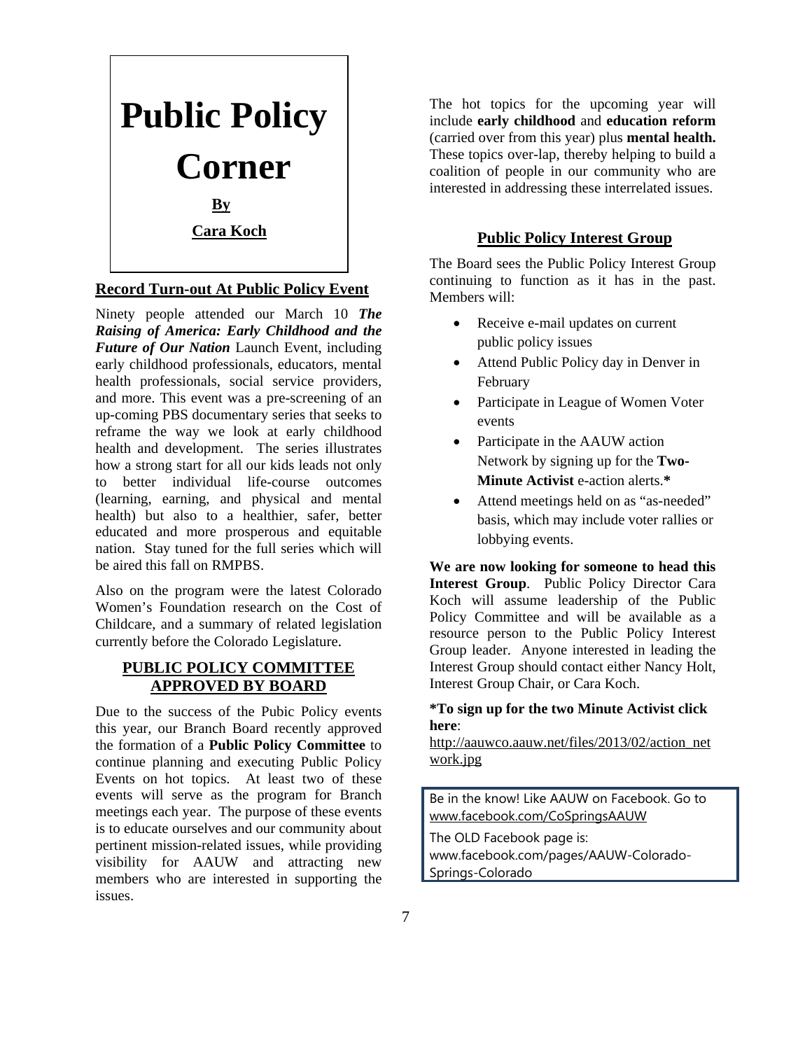# Public Policy Corner

**By**

**Cara Koch**

## Record Turn-out At Public Policy Event

Ninety people attended our March 10 ***The Raising of America: Early Childhood and the Future of Our Nation*** Launch Event, including early childhood professionals, educators, mental health professionals, social service providers, and more. This event was a pre-screening of an up-coming PBS documentary series that seeks to reframe the way we look at early childhood health and development. The series illustrates how a strong start for all our kids leads not only to better individual life-course outcomes (learning, earning, and physical and mental health) but also to a healthier, safer, better educated and more prosperous and equitable nation. Stay tuned for the full series which will be aired this fall on RMPBS.

Also on the program were the latest Colorado Women's Foundation research on the Cost of Childcare, and a summary of related legislation currently before the Colorado Legislature.

## PUBLIC POLICY COMMITTEE APPROVED BY BOARD

Due to the success of the Pubic Policy events this year, our Branch Board recently approved the formation of a **Public Policy Committee** to continue planning and executing Public Policy Events on hot topics. At least two of these events will serve as the program for Branch meetings each year. The purpose of these events is to educate ourselves and our community about pertinent mission-related issues, while providing visibility for AAUW and attracting new members who are interested in supporting the issues.

The hot topics for the upcoming year will include **early childhood** and **education reform** (carried over from this year) plus **mental health.** These topics over-lap, thereby helping to build a coalition of people in our community who are interested in addressing these interrelated issues.

## Public Policy Interest Group

The Board sees the Public Policy Interest Group continuing to function as it has in the past. Members will:

- Receive e-mail updates on current public policy issues
- Attend Public Policy day in Denver in February
- Participate in League of Women Voter events
- Participate in the AAUW action Network by signing up for the **Two-Minute Activist** e-action alerts.**\***
- Attend meetings held on as "as-needed" basis, which may include voter rallies or lobbying events.

**We are now looking for someone to head this Interest Group**. Public Policy Director Cara Koch will assume leadership of the Public Policy Committee and will be available as a resource person to the Public Policy Interest Group leader. Anyone interested in leading the Interest Group should contact either Nancy Holt, Interest Group Chair, or Cara Koch.

**\*To sign up for the two Minute Activist click here**: http://aauwco.aauw.net/files/2013/02/action_network.jpg

Be in the know! Like AAUW on Facebook. Go to www.facebook.com/CoSpringsAAUW

The OLD Facebook page is: www.facebook.com/pages/AAUW-Colorado-Springs-Colorado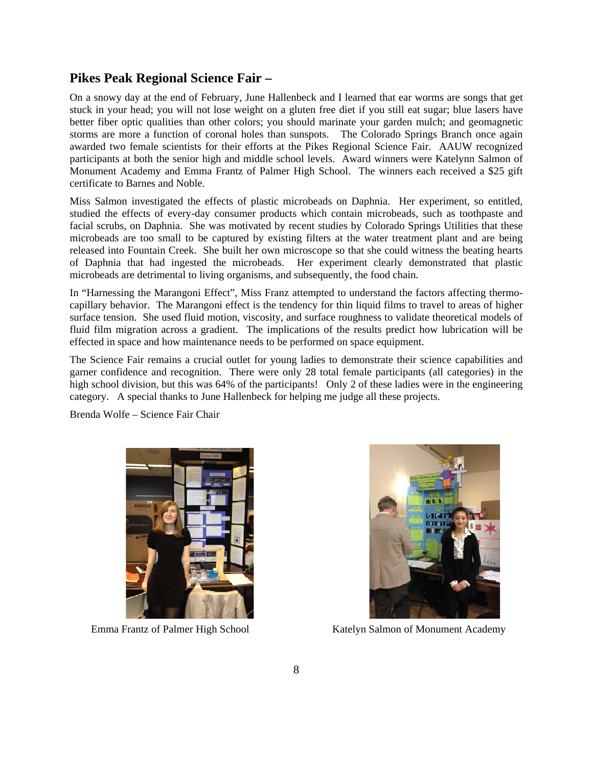## Pikes Peak Regional Science Fair –

On a snowy day at the end of February, June Hallenbeck and I learned that ear worms are songs that get stuck in your head; you will not lose weight on a gluten free diet if you still eat sugar; blue lasers have better fiber optic qualities than other colors; you should marinate your garden mulch; and geomagnetic storms are more a function of coronal holes than sunspots. The Colorado Springs Branch once again awarded two female scientists for their efforts at the Pikes Regional Science Fair. AAUW recognized participants at both the senior high and middle school levels. Award winners were Katelynn Salmon of Monument Academy and Emma Frantz of Palmer High School. The winners each received a $25 gift certificate to Barnes and Noble.

Miss Salmon investigated the effects of plastic microbeads on Daphnia. Her experiment, so entitled, studied the effects of every-day consumer products which contain microbeads, such as toothpaste and facial scrubs, on Daphnia. She was motivated by recent studies by Colorado Springs Utilities that these microbeads are too small to be captured by existing filters at the water treatment plant and are being released into Fountain Creek. She built her own microscope so that she could witness the beating hearts of Daphnia that had ingested the microbeads. Her experiment clearly demonstrated that plastic microbeads are detrimental to living organisms, and subsequently, the food chain.

In "Harnessing the Marangoni Effect", Miss Franz attempted to understand the factors affecting thermo-capillary behavior. The Marangoni effect is the tendency for thin liquid films to travel to areas of higher surface tension. She used fluid motion, viscosity, and surface roughness to validate theoretical models of fluid film migration across a gradient. The implications of the results predict how lubrication will be effected in space and how maintenance needs to be performed on space equipment.

The Science Fair remains a crucial outlet for young ladies to demonstrate their science capabilities and garner confidence and recognition. There were only 28 total female participants (all categories) in the high school division, but this was 64% of the participants! Only 2 of these ladies were in the engineering category. A special thanks to June Hallenbeck for helping me judge all these projects.

Brenda Wolfe – Science Fair Chair

Emma Frantz of Palmer High School

Katelyn Salmon of Monument Academy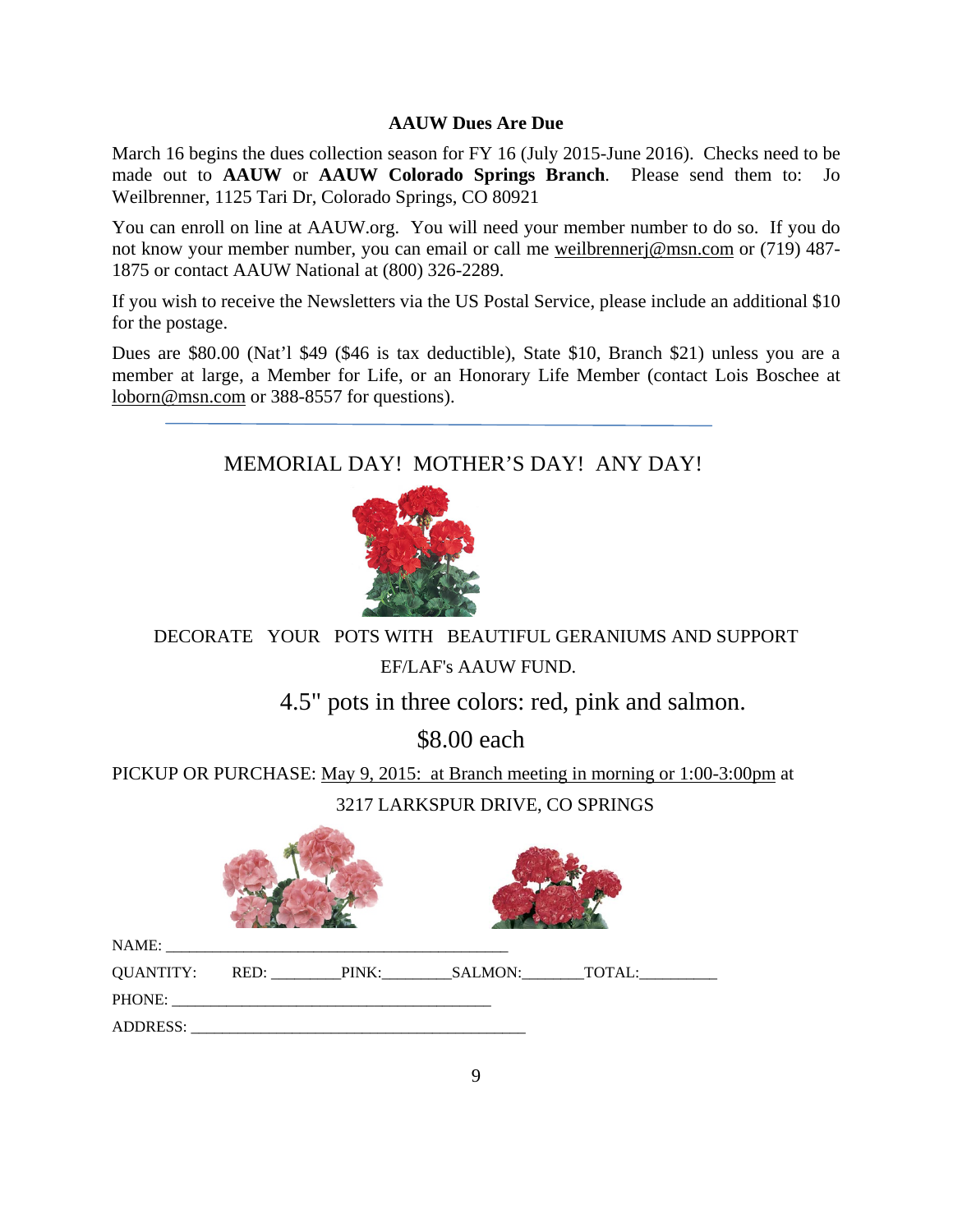### AAUW Dues Are Due

March 16 begins the dues collection season for FY 16 (July 2015-June 2016). Checks need to be made out to **AAUW** or **AAUW Colorado Springs Branch**. Please send them to: Jo Weilbrenner, 1125 Tari Dr, Colorado Springs, CO 80921

You can enroll on line at AAUW.org. You will need your member number to do so. If you do not know your member number, you can email or call me weilbrennerj@msn.com or (719) 487-1875 or contact AAUW National at (800) 326-2289.

If you wish to receive the Newsletters via the US Postal Service, please include an additional $10 for the postage.

Dues are $80.00 (Nat'l $49 ($46 is tax deductible), State $10, Branch $21) unless you are a member at large, a Member for Life, or an Honorary Life Member (contact Lois Boschee at loborn@msn.com or 388-8557 for questions).

---

MEMORIAL DAY! MOTHER'S DAY! ANY DAY!

DECORATE YOUR POTS WITH BEAUTIFUL GERANIUMS AND SUPPORT EF/LAF's AAUW FUND.

4.5" pots in three colors: red, pink and salmon.

$8.00 each

PICKUP OR PURCHASE: May 9, 2015: at Branch meeting in morning or 1:00-3:00pm at 3217 LARKSPUR DRIVE, CO SPRINGS

NAME: ___________________________________________

QUANTITY: RED: ________ PINK: ________ SALMON: _______ TOTAL: _________

PHONE: ________________________________________

ADDRESS: ________________________________________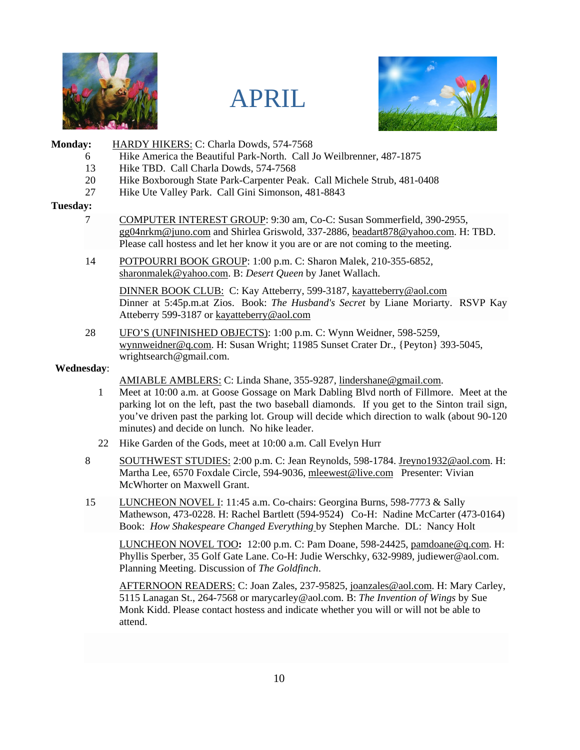# APRIL

**Monday:** HARDY HIKERS: C: Charla Dowds, 574-7568

- 6 Hike America the Beautiful Park-North. Call Jo Weilbrenner, 487-1875
- 13 Hike TBD. Call Charla Dowds, 574-7568
- 20 Hike Boxborough State Park-Carpenter Peak. Call Michele Strub, 481-0408
- 27 Hike Ute Valley Park. Call Gini Simonson, 481-8843

**Tuesday:**

7 COMPUTER INTEREST GROUP: 9:30 am, Co-C: Susan Sommerfield, 390-2955, gg04nrkm@juno.com and Shirlea Griswold, 337-2886, beadart878@yahoo.com. H: TBD. Please call hostess and let her know it you are or are not coming to the meeting.

14 POTPOURRI BOOK GROUP: 1:00 p.m. C: Sharon Malek, 210-355-6852, sharonmalek@yahoo.com. B: *Desert Queen* by Janet Wallach.

DINNER BOOK CLUB: C: Kay Atteberry, 599-3187, kayatteberry@aol.com Dinner at 5:45p.m.at Zios. Book: *The Husband's Secret* by Liane Moriarty. RSVP Kay Atteberry 599-3187 or kayatteberry@aol.com

28 UFO'S (UNFINISHED OBJECTS): 1:00 p.m. C: Wynn Weidner, 598-5259, wynnweidner@q.com. H: Susan Wright; 11985 Sunset Crater Dr., {Peyton} 393-5045, wrightsearch@gmail.com.

**Wednesday**:

AMIABLE AMBLERS: C: Linda Shane, 355-9287, lindershane@gmail.com.

1 Meet at 10:00 a.m. at Goose Gossage on Mark Dabling Blvd north of Fillmore. Meet at the parking lot on the left, past the two baseball diamonds. If you get to the Sinton trail sign, you've driven past the parking lot. Group will decide which direction to walk (about 90-120 minutes) and decide on lunch. No hike leader.

22 Hike Garden of the Gods, meet at 10:00 a.m. Call Evelyn Hurr

8 SOUTHWEST STUDIES: 2:00 p.m. C: Jean Reynolds, 598-1784. Jreyno1932@aol.com. H: Martha Lee, 6570 Foxdale Circle, 594-9036, mleewest@live.com Presenter: Vivian McWhorter on Maxwell Grant.

15 LUNCHEON NOVEL I: 11:45 a.m. Co-chairs: Georgina Burns, 598-7773 & Sally Mathewson, 473-0228. H: Rachel Bartlett (594-9524) Co-H: Nadine McCarter (473-0164) Book: *How Shakespeare Changed Everything* by Stephen Marche. DL: Nancy Holt

LUNCHEON NOVEL TOO**:** 12:00 p.m. C: Pam Doane, 598-24425, pamdoane@q.com. H: Phyllis Sperber, 35 Golf Gate Lane. Co-H: Judie Werschky, 632-9989, judiewer@aol.com. Planning Meeting. Discussion of *The Goldfinch*.

AFTERNOON READERS: C: Joan Zales, 237-95825, joanzales@aol.com. H: Mary Carley, 5115 Lanagan St., 264-7568 or marycarley@aol.com. B: *The Invention of Wings* by Sue Monk Kidd. Please contact hostess and indicate whether you will or will not be able to attend.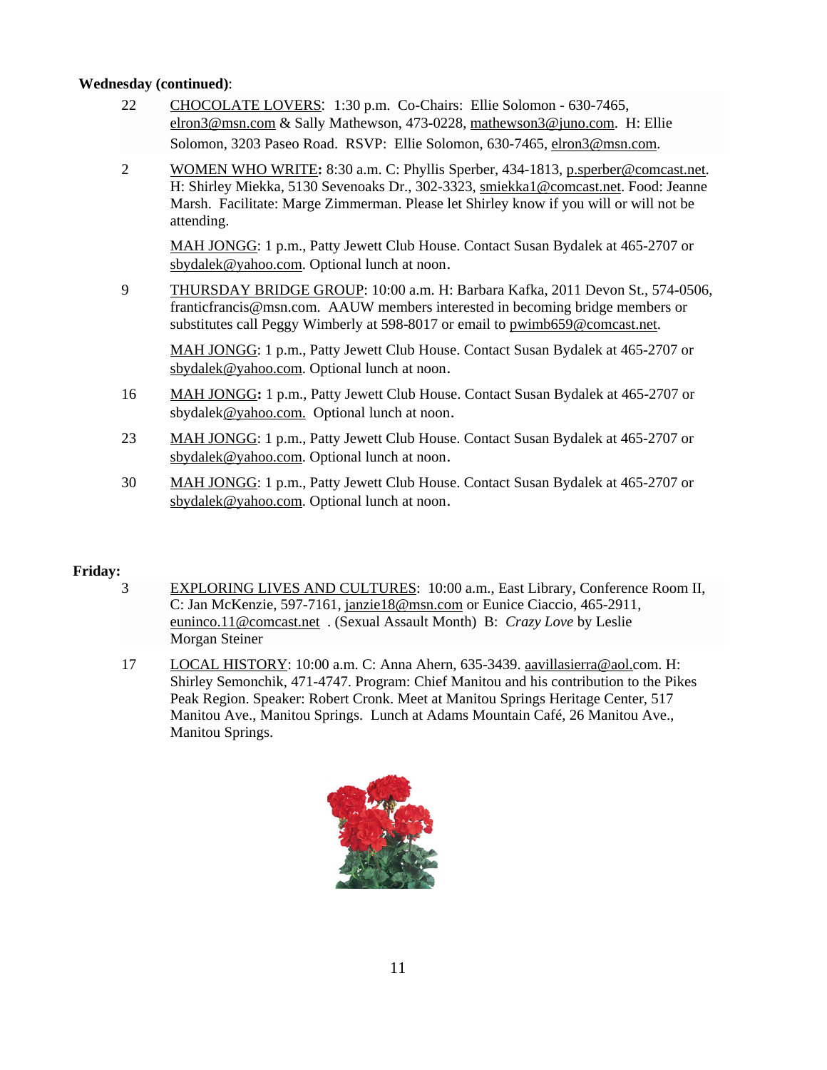**Wednesday (continued)**:

22 CHOCOLATE LOVERS: 1:30 p.m. Co-Chairs: Ellie Solomon - 630-7465, elron3@msn.com & Sally Mathewson, 473-0228, mathewson3@juno.com. H: Ellie Solomon, 3203 Paseo Road. RSVP: Ellie Solomon, 630-7465, elron3@msn.com.

2 WOMEN WHO WRITE**:** 8:30 a.m. C: Phyllis Sperber, 434-1813, p.sperber@comcast.net. H: Shirley Miekka, 5130 Sevenoaks Dr., 302-3323, smiekka1@comcast.net. Food: Jeanne Marsh. Facilitate: Marge Zimmerman. Please let Shirley know if you will or will not be attending.

MAH JONGG: 1 p.m., Patty Jewett Club House. Contact Susan Bydalek at 465-2707 or sbydalek@yahoo.com. Optional lunch at noon.

9 THURSDAY BRIDGE GROUP: 10:00 a.m. H: Barbara Kafka, 2011 Devon St., 574-0506, franticfrancis@msn.com. AAUW members interested in becoming bridge members or substitutes call Peggy Wimberly at 598-8017 or email to pwimb659@comcast.net.

MAH JONGG: 1 p.m., Patty Jewett Club House. Contact Susan Bydalek at 465-2707 or sbydalek@yahoo.com. Optional lunch at noon.

16 MAH JONGG**:** 1 p.m., Patty Jewett Club House. Contact Susan Bydalek at 465-2707 or sbydalek@yahoo.com. Optional lunch at noon.

23 MAH JONGG: 1 p.m., Patty Jewett Club House. Contact Susan Bydalek at 465-2707 or sbydalek@yahoo.com. Optional lunch at noon.

30 MAH JONGG: 1 p.m., Patty Jewett Club House. Contact Susan Bydalek at 465-2707 or sbydalek@yahoo.com. Optional lunch at noon.

**Friday:**

3 EXPLORING LIVES AND CULTURES: 10:00 a.m., East Library, Conference Room II, C: Jan McKenzie, 597-7161, janzie18@msn.com or Eunice Ciaccio, 465-2911, euninco.11@comcast.net . (Sexual Assault Month) B: *Crazy Love* by Leslie Morgan Steiner

17 LOCAL HISTORY: 10:00 a.m. C: Anna Ahern, 635-3439. aavillasierra@aol.com. H: Shirley Semonchik, 471-4747. Program: Chief Manitou and his contribution to the Pikes Peak Region. Speaker: Robert Cronk. Meet at Manitou Springs Heritage Center, 517 Manitou Ave., Manitou Springs. Lunch at Adams Mountain Café, 26 Manitou Ave., Manitou Springs.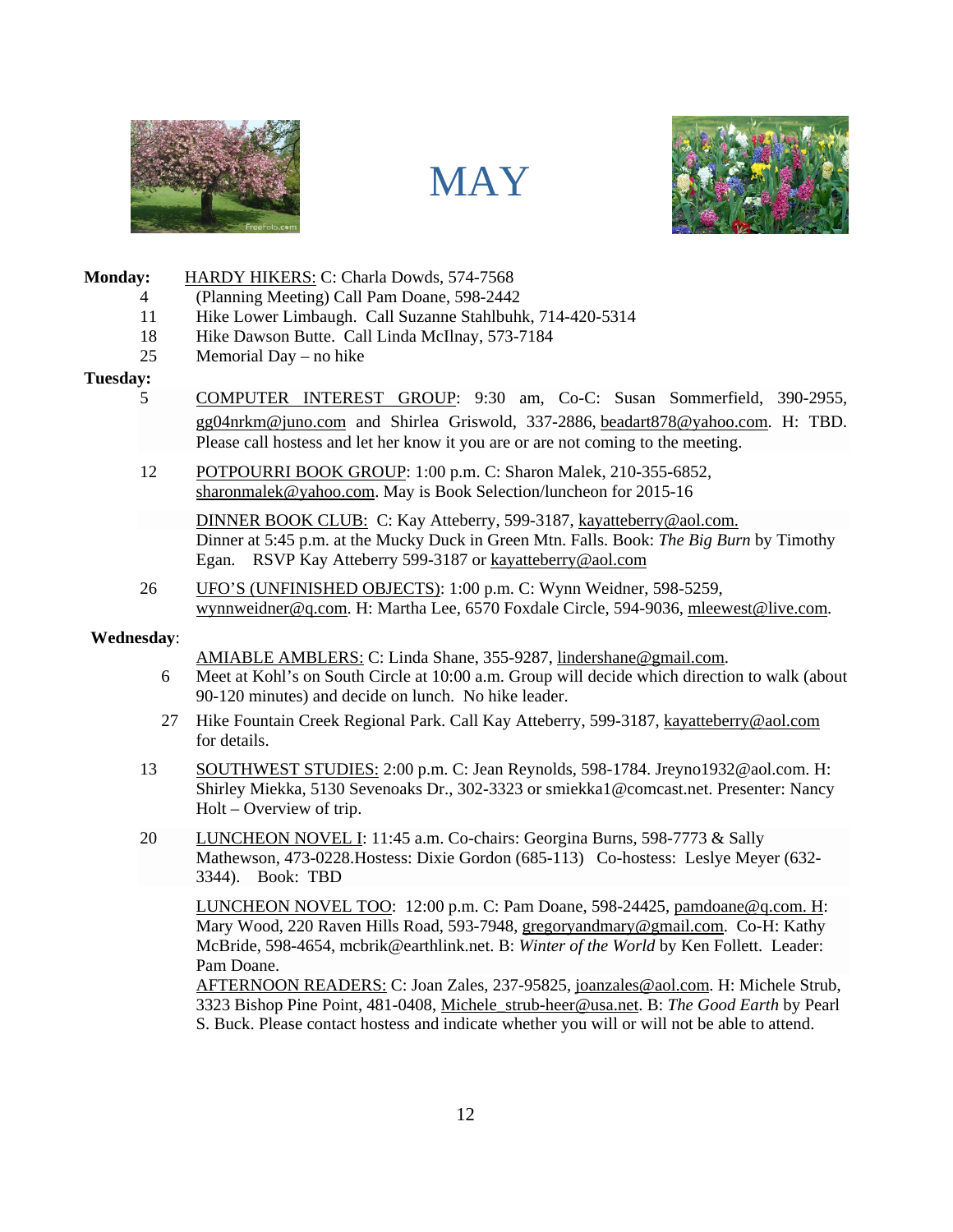# MAY

**Monday:** HARDY HIKERS: C: Charla Dowds, 574-7568

- 4 (Planning Meeting) Call Pam Doane, 598-2442
- 11 Hike Lower Limbaugh. Call Suzanne Stahlbuhk, 714-420-5314
- 18 Hike Dawson Butte. Call Linda McIlnay, 573-7184
- 25 Memorial Day – no hike

**Tuesday:**

5 COMPUTER INTEREST GROUP: 9:30 am, Co-C: Susan Sommerfield, 390-2955, gg04nrkm@juno.com and Shirlea Griswold, 337-2886, beadart878@yahoo.com. H: TBD. Please call hostess and let her know it you are or are not coming to the meeting.

12 POTPOURRI BOOK GROUP: 1:00 p.m. C: Sharon Malek, 210-355-6852, sharonmalek@yahoo.com. May is Book Selection/luncheon for 2015-16

DINNER BOOK CLUB: C: Kay Atteberry, 599-3187, kayatteberry@aol.com. Dinner at 5:45 p.m. at the Mucky Duck in Green Mtn. Falls. Book: *The Big Burn* by Timothy Egan. RSVP Kay Atteberry 599-3187 or kayatteberry@aol.com

26 UFO'S (UNFINISHED OBJECTS): 1:00 p.m. C: Wynn Weidner, 598-5259, wynnweidner@q.com. H: Martha Lee, 6570 Foxdale Circle, 594-9036, mleewest@live.com.

**Wednesday**:

AMIABLE AMBLERS: C: Linda Shane, 355-9287, lindershane@gmail.com.

6 Meet at Kohl's on South Circle at 10:00 a.m. Group will decide which direction to walk (about 90-120 minutes) and decide on lunch. No hike leader.

27 Hike Fountain Creek Regional Park. Call Kay Atteberry, 599-3187, kayatteberry@aol.com for details.

13 SOUTHWEST STUDIES: 2:00 p.m. C: Jean Reynolds, 598-1784. Jreyno1932@aol.com. H: Shirley Miekka, 5130 Sevenoaks Dr., 302-3323 or smiekka1@comcast.net. Presenter: Nancy Holt – Overview of trip.

20 LUNCHEON NOVEL I: 11:45 a.m. Co-chairs: Georgina Burns, 598-7773 & Sally Mathewson, 473-0228.Hostess: Dixie Gordon (685-113) Co-hostess: Leslye Meyer (632-3344). Book: TBD

LUNCHEON NOVEL TOO: 12:00 p.m. C: Pam Doane, 598-24425, pamdoane@q.com. H: Mary Wood, 220 Raven Hills Road, 593-7948, gregoryandmary@gmail.com. Co-H: Kathy McBride, 598-4654, mcbrik@earthlink.net. B: *Winter of the World* by Ken Follett. Leader: Pam Doane.

AFTERNOON READERS: C: Joan Zales, 237-95825, joanzales@aol.com. H: Michele Strub, 3323 Bishop Pine Point, 481-0408, Michele_strub-heer@usa.net. B: *The Good Earth* by Pearl S. Buck. Please contact hostess and indicate whether you will or will not be able to attend.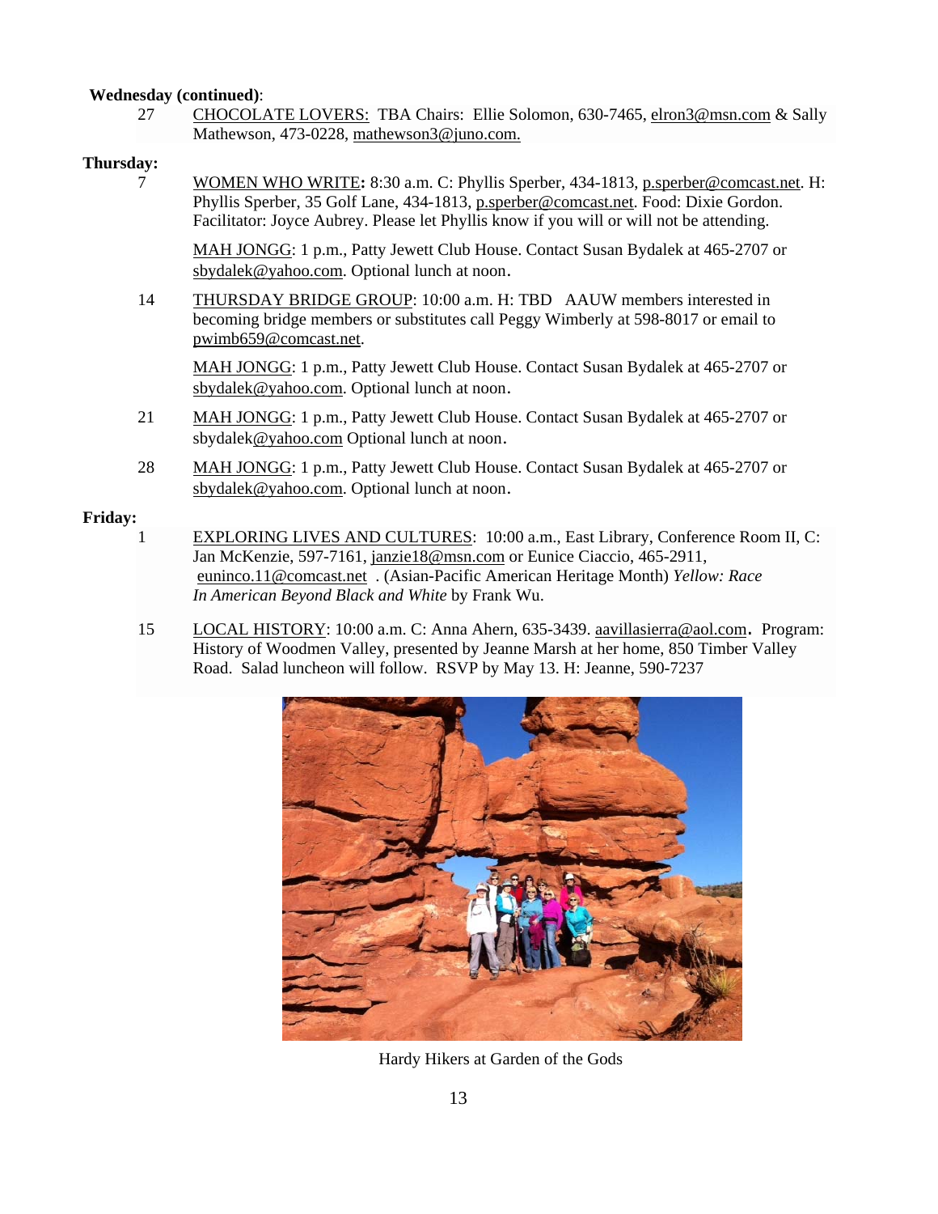**Wednesday (continued)**:

27 CHOCOLATE LOVERS: TBA Chairs: Ellie Solomon, 630-7465, elron3@msn.com & Sally Mathewson, 473-0228, mathewson3@juno.com.

**Thursday:**

7 WOMEN WHO WRITE**:** 8:30 a.m. C: Phyllis Sperber, 434-1813, p.sperber@comcast.net. H: Phyllis Sperber, 35 Golf Lane, 434-1813, p.sperber@comcast.net. Food: Dixie Gordon. Facilitator: Joyce Aubrey. Please let Phyllis know if you will or will not be attending.

MAH JONGG: 1 p.m., Patty Jewett Club House. Contact Susan Bydalek at 465-2707 or sbydalek@yahoo.com. Optional lunch at noon.

14 THURSDAY BRIDGE GROUP: 10:00 a.m. H: TBD AAUW members interested in becoming bridge members or substitutes call Peggy Wimberly at 598-8017 or email to pwimb659@comcast.net.

MAH JONGG: 1 p.m., Patty Jewett Club House. Contact Susan Bydalek at 465-2707 or sbydalek@yahoo.com. Optional lunch at noon.

21 MAH JONGG: 1 p.m., Patty Jewett Club House. Contact Susan Bydalek at 465-2707 or sbydalek@yahoo.com Optional lunch at noon.

28 MAH JONGG: 1 p.m., Patty Jewett Club House. Contact Susan Bydalek at 465-2707 or sbydalek@yahoo.com. Optional lunch at noon.

**Friday:**

1 EXPLORING LIVES AND CULTURES: 10:00 a.m., East Library, Conference Room II, C: Jan McKenzie, 597-7161, janzie18@msn.com or Eunice Ciaccio, 465-2911, euninco.11@comcast.net . (Asian-Pacific American Heritage Month) *Yellow: Race In American Beyond Black and White* by Frank Wu.

15 LOCAL HISTORY: 10:00 a.m. C: Anna Ahern, 635-3439. aavillasierra@aol.com**.** Program: History of Woodmen Valley, presented by Jeanne Marsh at her home, 850 Timber Valley Road. Salad luncheon will follow. RSVP by May 13. H: Jeanne, 590-7237

Hardy Hikers at Garden of the Gods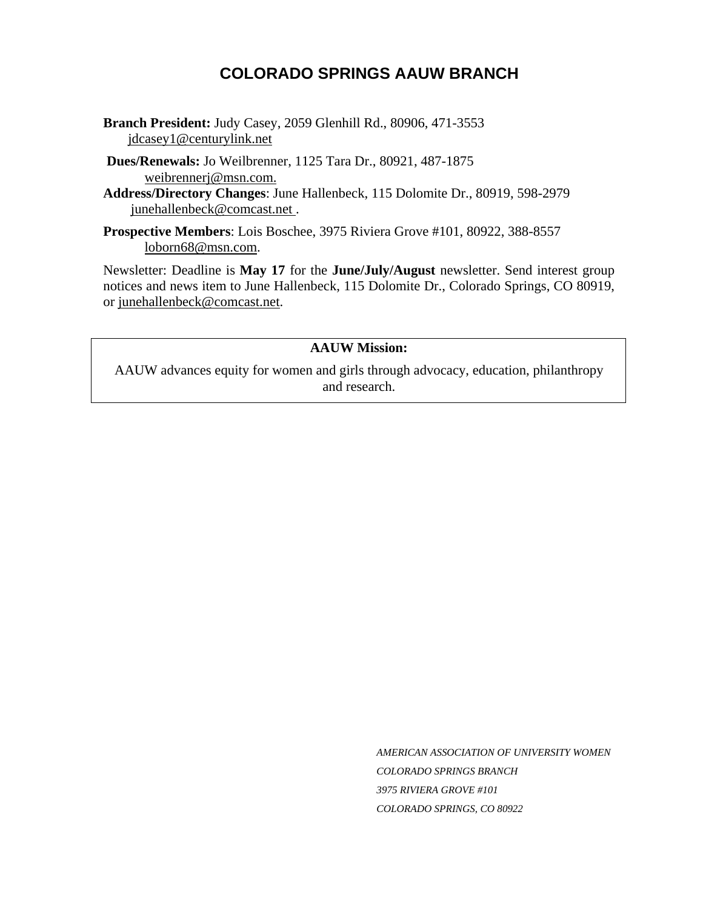## COLORADO SPRINGS AAUW BRANCH

**Branch President:** Judy Casey, 2059 Glenhill Rd., 80906, 471-3553
jdcasey1@centurylink.net

**Dues/Renewals:** Jo Weilbrenner, 1125 Tara Dr., 80921, 487-1875
weibrennerj@msn.com.

**Address/Directory Changes**: June Hallenbeck, 115 Dolomite Dr., 80919, 598-2979
junehallenbeck@comcast.net .

**Prospective Members**: Lois Boschee, 3975 Riviera Grove #101, 80922, 388-8557
loborn68@msn.com.

Newsletter: Deadline is **May 17** for the **June/July/August** newsletter. Send interest group notices and news item to June Hallenbeck, 115 Dolomite Dr., Colorado Springs, CO 80919, or junehallenbeck@comcast.net.

**AAUW Mission:**

AAUW advances equity for women and girls through advocacy, education, philanthropy and research.

*AMERICAN ASSOCIATION OF UNIVERSITY WOMEN*
*COLORADO SPRINGS BRANCH*
*3975 RIVIERA GROVE #101*
*COLORADO SPRINGS, CO 80922*